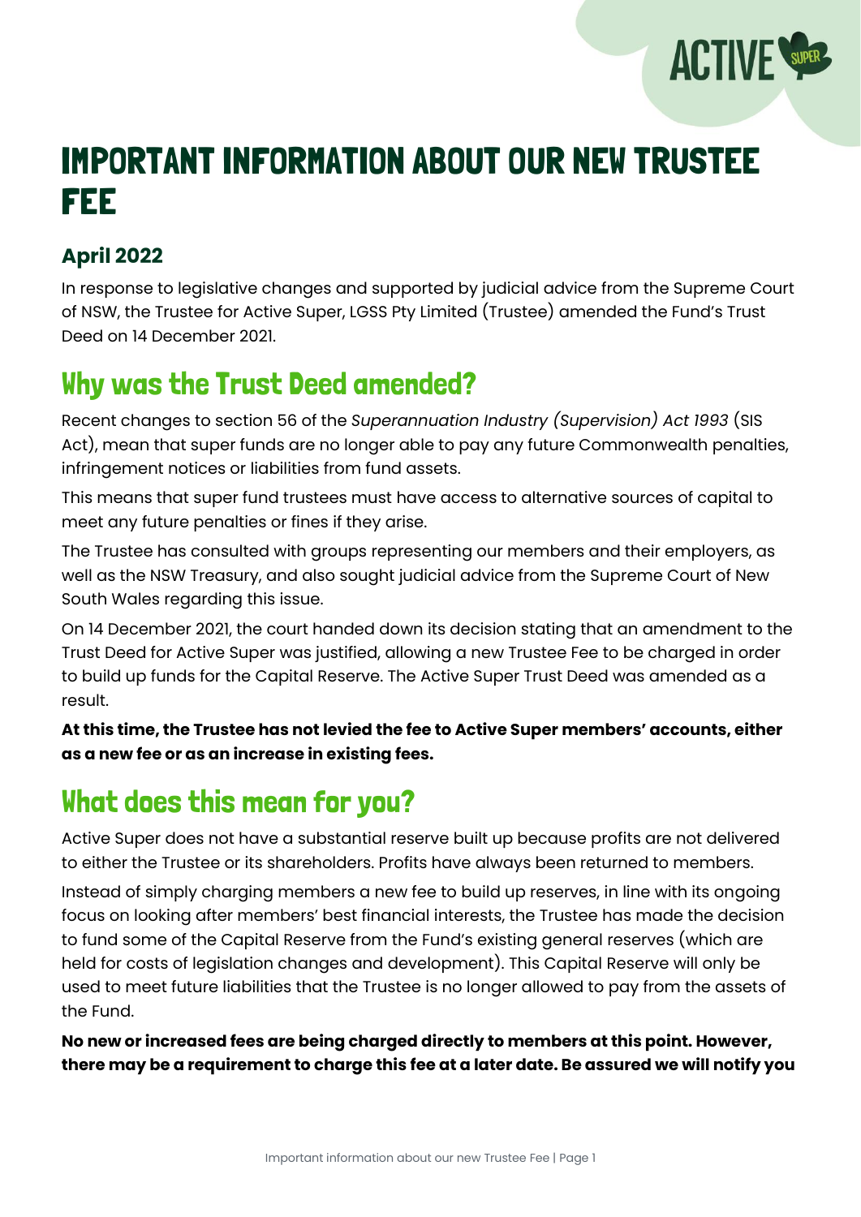# IMPORTANT INFORMATION ABOUT OUR NEW TRUSTEE FEE

### April 2022

In response to legislative changes and supported by judicial advice from the Supreme Court of NSW, the Trustee for Active Super, LGSS Pty Limited (Trustee) amended the Fund's Trust Deed on 14 December 2021.

## Why was the Trust Deed amended?

Recent changes to section 56 of the *Superannuation Industry (Supervision) Act 1993* (SIS Act), mean that super funds are no longer able to pay any future Commonwealth penalties, infringement notices or liabilities from fund assets.

This means that super fund trustees must have access to alternative sources of capital to meet any future penalties or fines if they arise.

The Trustee has consulted with groups representing our members and their employers, as well as the NSW Treasury, and also sought judicial advice from the Supreme Court of New South Wales regarding this issue.

On 14 December 2021, the court handed down its decision stating that an amendment to the Trust Deed for Active Super was justified, allowing a new Trustee Fee to be charged in order to build up funds for the Capital Reserve. The Active Super Trust Deed was amended as a result.

**At this time, the Trustee has not levied the fee to Active Super members' accounts, either as a new fee or as an increase in existing fees.**

## What does this mean for you?

Active Super does not have a substantial reserve built up because profits are not delivered to either the Trustee or its shareholders. Profits have always been returned to members.

Instead of simply charging members a new fee to build up reserves, in line with its ongoing focus on looking after members' best financial interests, the Trustee has made the decision to fund some of the Capital Reserve from the Fund's existing general reserves (which are held for costs of legislation changes and development). This Capital Reserve will only be used to meet future liabilities that the Trustee is no longer allowed to pay from the assets of the Fund.

**No new or increased fees are being charged directly to members at this point. However, there may be a requirement to charge this fee at a later date. Be assured we will notify you**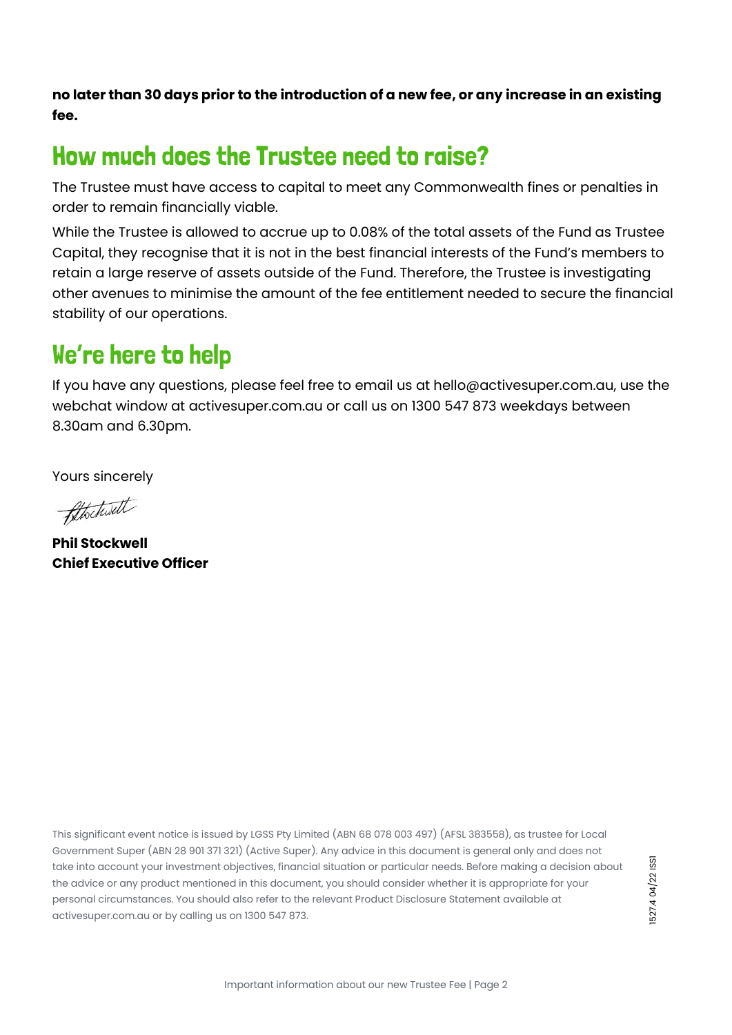**no later than 30 days prior to the introduction of a new fee, or any increase in an existing fee.**

## How much does the Trustee need to raise?

The Trustee must have access to capital to meet any Commonwealth fines or penalties in order to remain financially viable.

While the Trustee is allowed to accrue up to 0.08% of the total assets of the Fund as Trustee Capital, they recognise that it is not in the best financial interests of the Fund's members to retain a large reserve of assets outside of the Fund. Therefore, the Trustee is investigating other avenues to minimise the amount of the fee entitlement needed to secure the financial stability of our operations.

## We're here to help

If you have any questions, please feel free to email us at hello@activesuper.com.au, use the webchat window at activesuper.com.au or call us on 1300 547 873 weekdays between 8.30am and 6.30pm.

Yours sincerely

**Phil Stockwell**
**Chief Executive Officer**

This significant event notice is issued by LGSS Pty Limited (ABN 68 078 003 497) (AFSL 383558), as trustee for Local Government Super (ABN 28 901 371 321) (Active Super). Any advice in this document is general only and does not take into account your investment objectives, financial situation or particular needs. Before making a decision about the advice or any product mentioned in this document, you should consider whether it is appropriate for your personal circumstances. You should also refer to the relevant Product Disclosure Statement available at activesuper.com.au or by calling us on 1300 547 873.

1527.4 04/22 ISS1